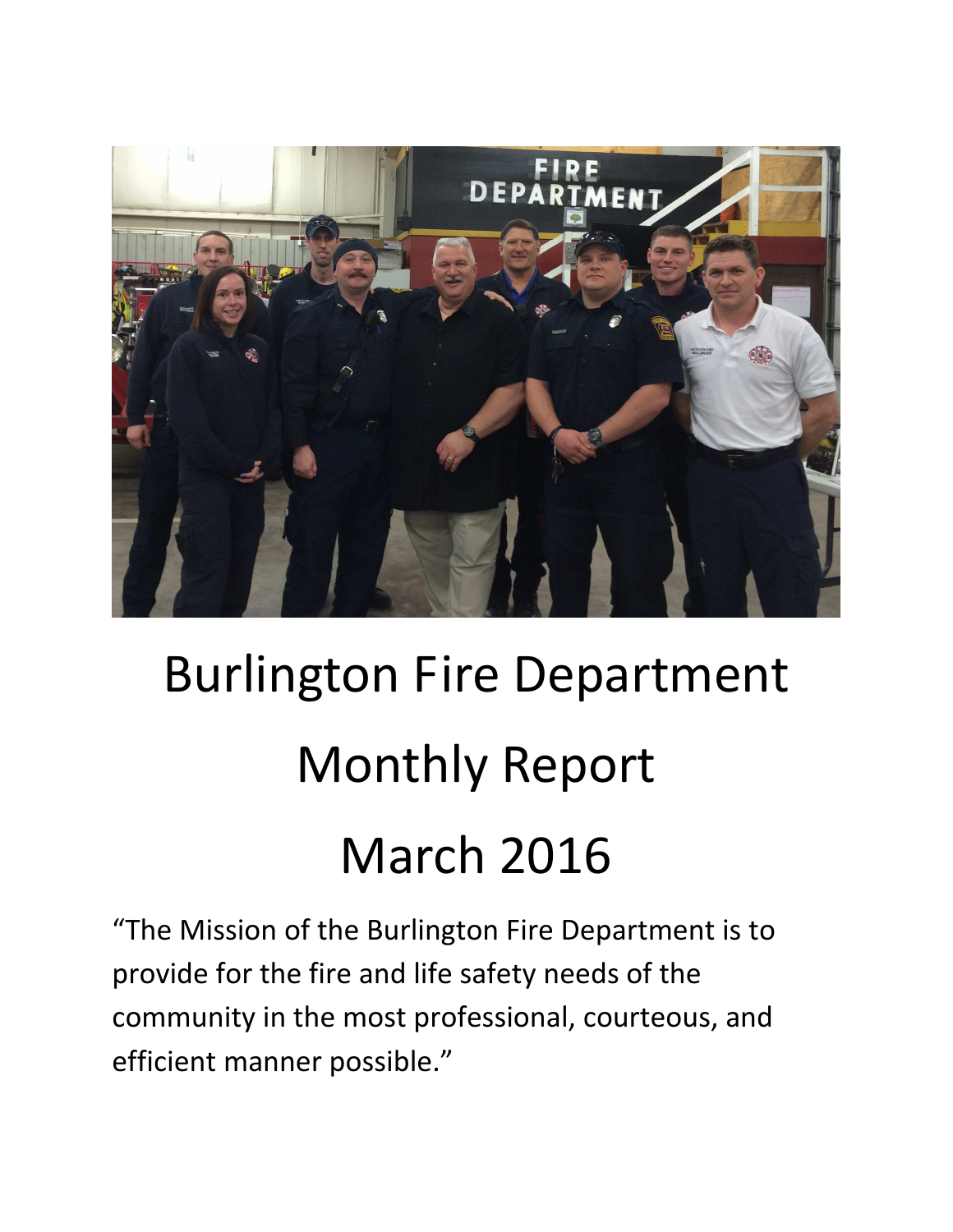# Burlington Fire Department

# Monthly Report

# March 2016

"The Mission of the Burlington Fire Department is to provide for the fire and life safety needs of the community in the most professional, courteous, and efficient manner possible."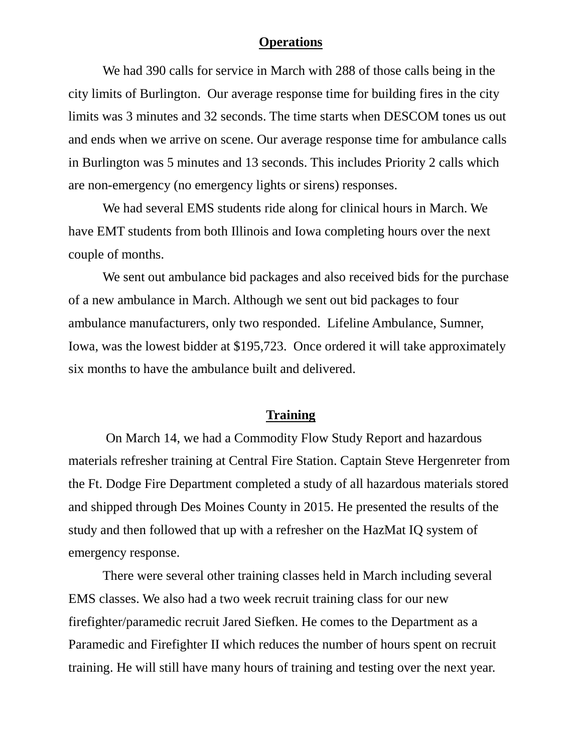## Operations

We had 390 calls for service in March with 288 of those calls being in the city limits of Burlington. Our average response time for building fires in the city limits was 3 minutes and 32 seconds. The time starts when DESCOM tones us out and ends when we arrive on scene. Our average response time for ambulance calls in Burlington was 5 minutes and 13 seconds. This includes Priority 2 calls which are non-emergency (no emergency lights or sirens) responses.

We had several EMS students ride along for clinical hours in March. We have EMT students from both Illinois and Iowa completing hours over the next couple of months.

We sent out ambulance bid packages and also received bids for the purchase of a new ambulance in March. Although we sent out bid packages to four ambulance manufacturers, only two responded. Lifeline Ambulance, Sumner, Iowa, was the lowest bidder at $195,723. Once ordered it will take approximately six months to have the ambulance built and delivered.

## Training

On March 14, we had a Commodity Flow Study Report and hazardous materials refresher training at Central Fire Station. Captain Steve Hergenreter from the Ft. Dodge Fire Department completed a study of all hazardous materials stored and shipped through Des Moines County in 2015. He presented the results of the study and then followed that up with a refresher on the HazMat IQ system of emergency response.

There were several other training classes held in March including several EMS classes. We also had a two week recruit training class for our new firefighter/paramedic recruit Jared Siefken. He comes to the Department as a Paramedic and Firefighter II which reduces the number of hours spent on recruit training. He will still have many hours of training and testing over the next year.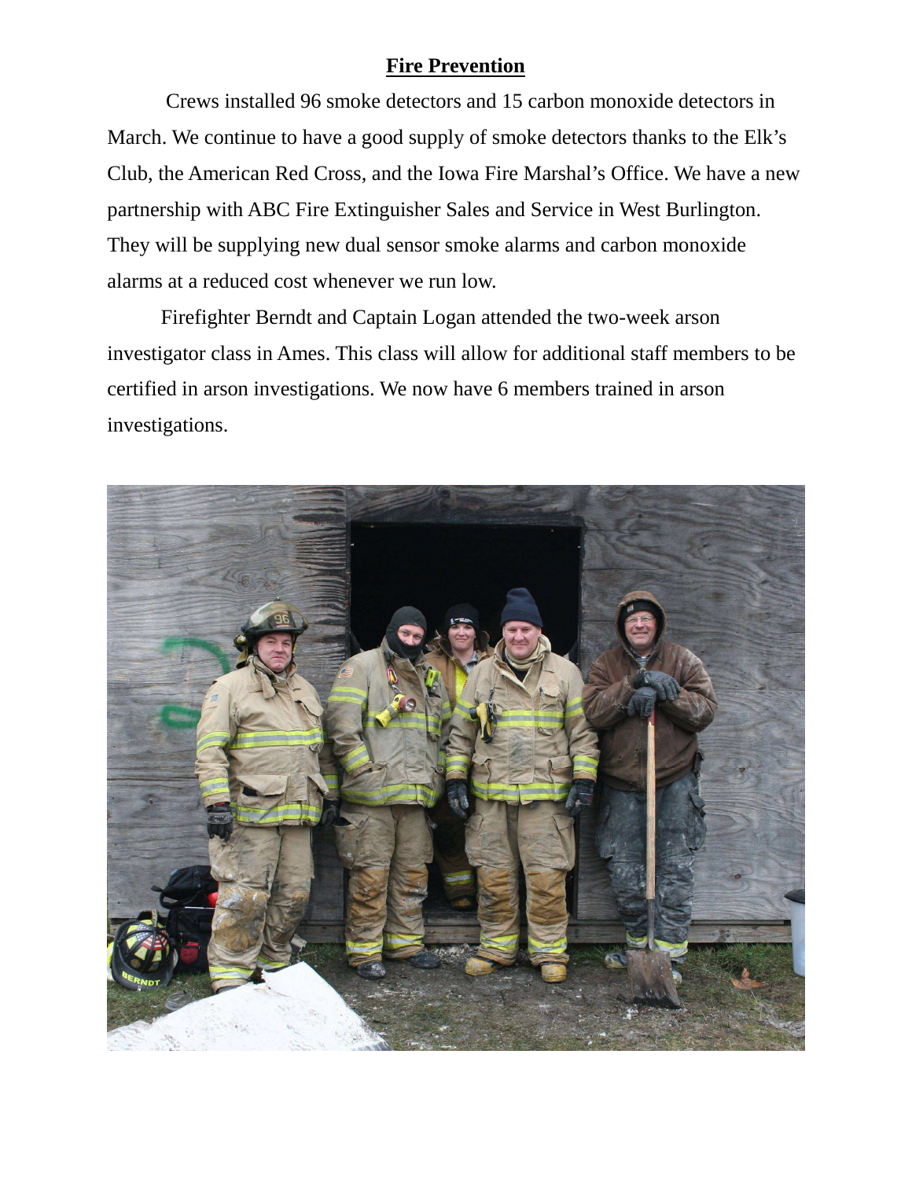## **Fire Prevention**

Crews installed 96 smoke detectors and 15 carbon monoxide detectors in March. We continue to have a good supply of smoke detectors thanks to the Elk's Club, the American Red Cross, and the Iowa Fire Marshal's Office. We have a new partnership with ABC Fire Extinguisher Sales and Service in West Burlington. They will be supplying new dual sensor smoke alarms and carbon monoxide alarms at a reduced cost whenever we run low.

Firefighter Berndt and Captain Logan attended the two-week arson investigator class in Ames. This class will allow for additional staff members to be certified in arson investigations. We now have 6 members trained in arson investigations.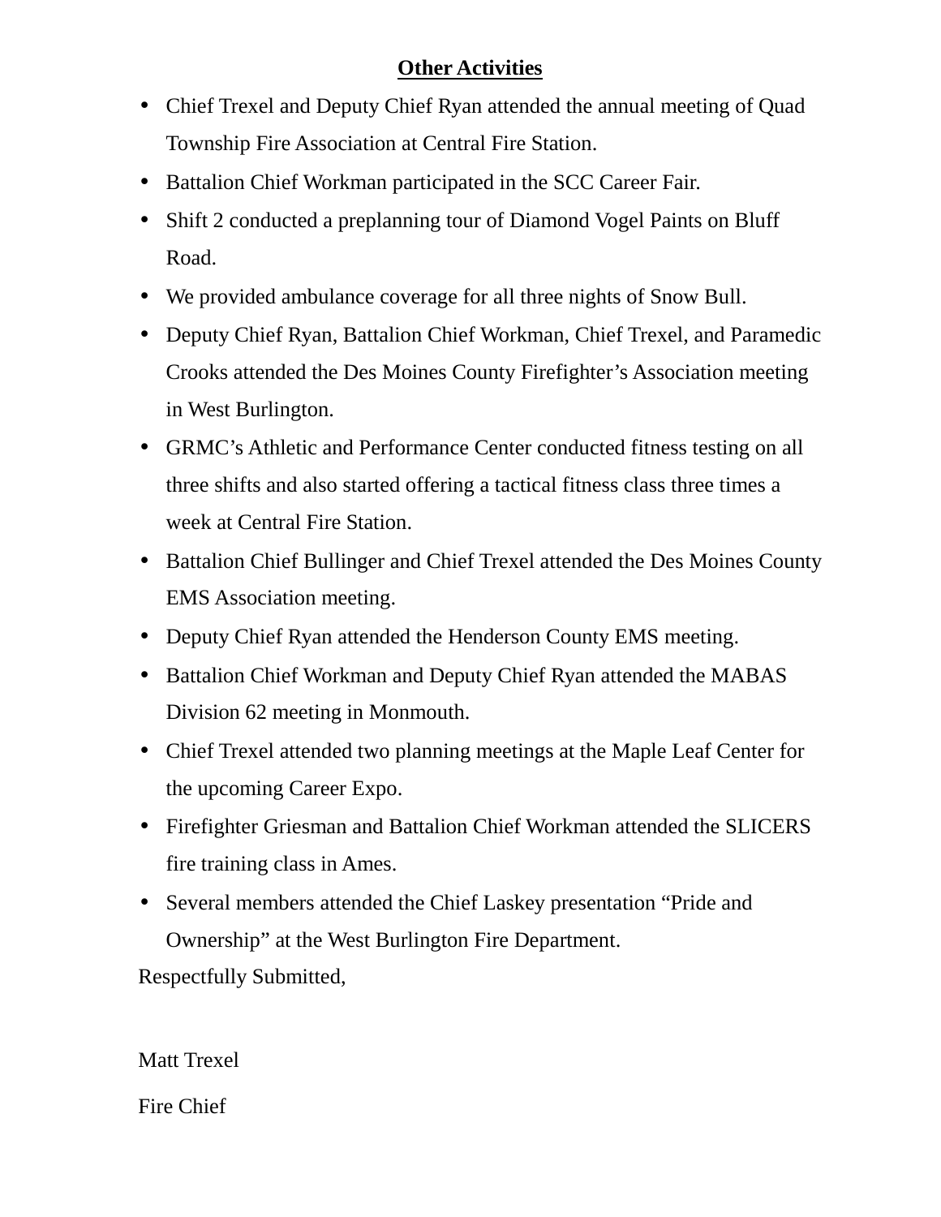## Other Activities

- Chief Trexel and Deputy Chief Ryan attended the annual meeting of Quad Township Fire Association at Central Fire Station.
- Battalion Chief Workman participated in the SCC Career Fair.
- Shift 2 conducted a preplanning tour of Diamond Vogel Paints on Bluff Road.
- We provided ambulance coverage for all three nights of Snow Bull.
- Deputy Chief Ryan, Battalion Chief Workman, Chief Trexel, and Paramedic Crooks attended the Des Moines County Firefighter's Association meeting in West Burlington.
- GRMC's Athletic and Performance Center conducted fitness testing on all three shifts and also started offering a tactical fitness class three times a week at Central Fire Station.
- Battalion Chief Bullinger and Chief Trexel attended the Des Moines County EMS Association meeting.
- Deputy Chief Ryan attended the Henderson County EMS meeting.
- Battalion Chief Workman and Deputy Chief Ryan attended the MABAS Division 62 meeting in Monmouth.
- Chief Trexel attended two planning meetings at the Maple Leaf Center for the upcoming Career Expo.
- Firefighter Griesman and Battalion Chief Workman attended the SLICERS fire training class in Ames.
- Several members attended the Chief Laskey presentation "Pride and Ownership" at the West Burlington Fire Department.

Respectfully Submitted,

Matt Trexel

Fire Chief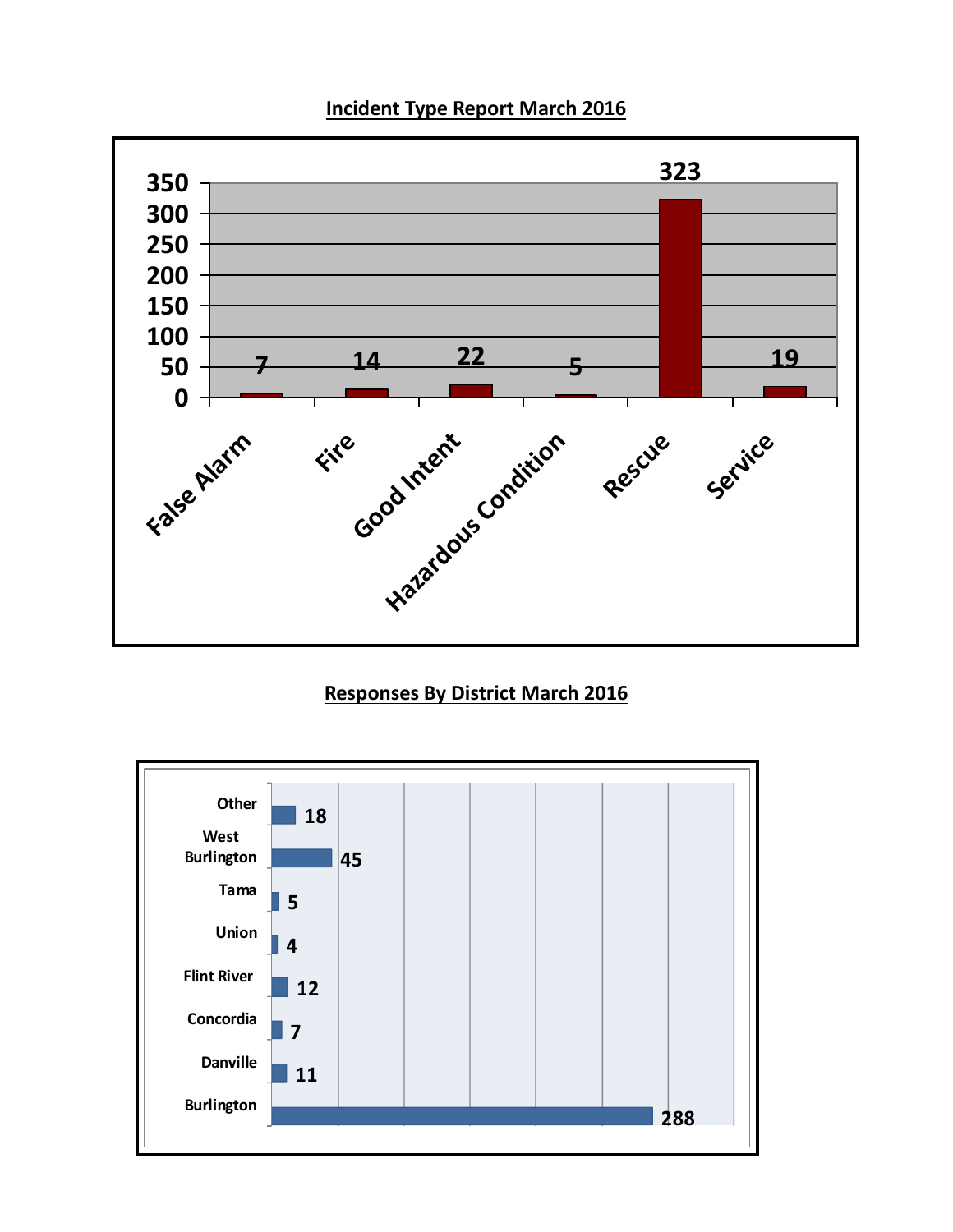## Incident Type Report March 2016

| Incident Type | Count |
| --- | --- |
| False Alarm | 7 |
| Fire | 14 |
| Good Intent | 22 |
| Hazardous Condition | 5 |
| Rescue | 323 |
| Service | 19 |

## Responses By District March 2016

| District | Responses |
| --- | --- |
| Other | 18 |
| West Burlington | 45 |
| Tama | 5 |
| Union | 4 |
| Flint River | 12 |
| Concordia | 7 |
| Danville | 11 |
| Burlington | 288 |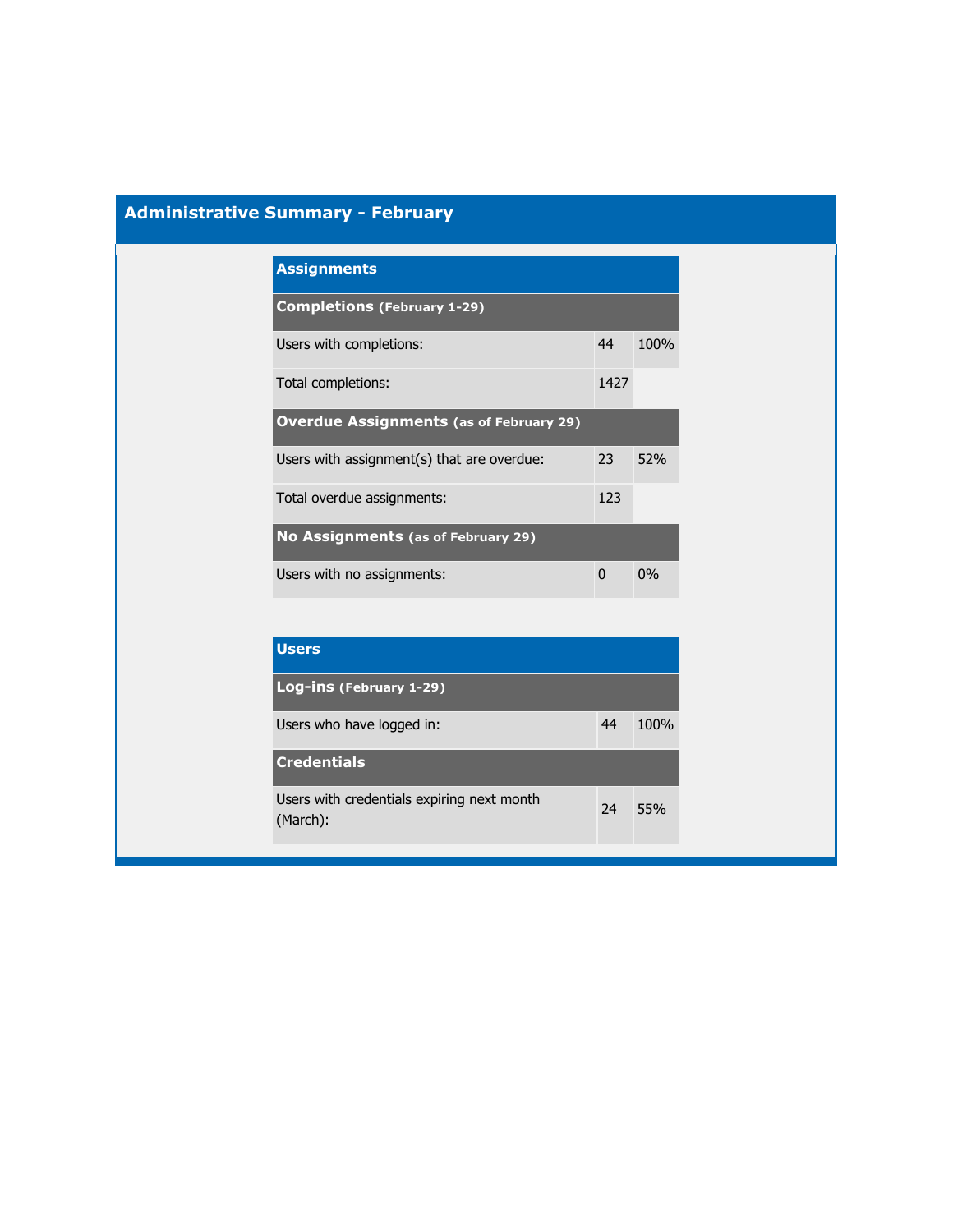## Administrative Summary - February

| Assignments | | |
|---|---|---|
| **Completions** (February 1-29) | | |
| Users with completions: | 44 | 100% |
| Total completions: | 1427 | |
| **Overdue Assignments** (as of February 29) | | |
| Users with assignment(s) that are overdue: | 23 | 52% |
| Total overdue assignments: | 123 | |
| **No Assignments** (as of February 29) | | |
| Users with no assignments: | 0 | 0% |

| Users | | |
|---|---|---|
| **Log-ins** (February 1-29) | | |
| Users who have logged in: | 44 | 100% |
| **Credentials** | | |
| Users with credentials expiring next month (March): | 24 | 55% |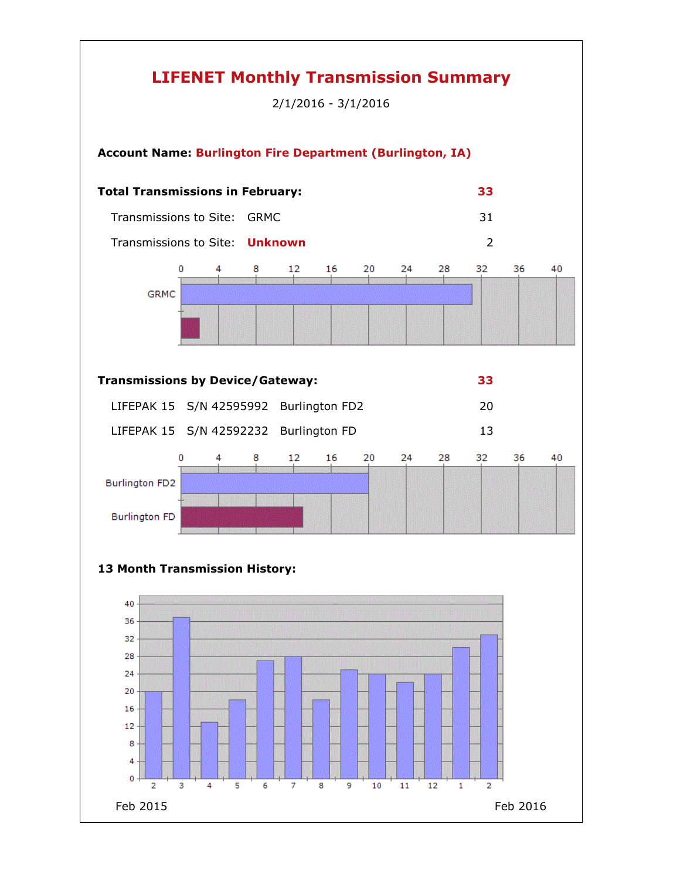# LIFENET Monthly Transmission Summary

2/1/2016 - 3/1/2016

**Account Name: Burlington Fire Department (Burlington, IA)**

| | | |
|---|---|---|
| **Total Transmissions in February:** | | **33** |
| Transmissions to Site: | GRMC | 31 |
| Transmissions to Site: | **Unknown** | 2 |

0 4 8 12 16 20 24 28 32 36 40

GRMC

| | | | | |
|---|---|---|---|---|
| **Transmissions by Device/Gateway:** | | | | **33** |
| LIFEPAK 15 | S/N 42595992 | Burlington FD2 | | 20 |
| LIFEPAK 15 | S/N 42592232 | Burlington FD | | 13 |

0 4 8 12 16 20 24 28 32 36 40

Burlington FD2

Burlington FD

**13 Month Transmission History:**

40 36 32 28 24 20 16 12 8 4 0

2 3 4 5 6 7 8 9 10 11 12 1 2

Feb 2015

Feb 2016